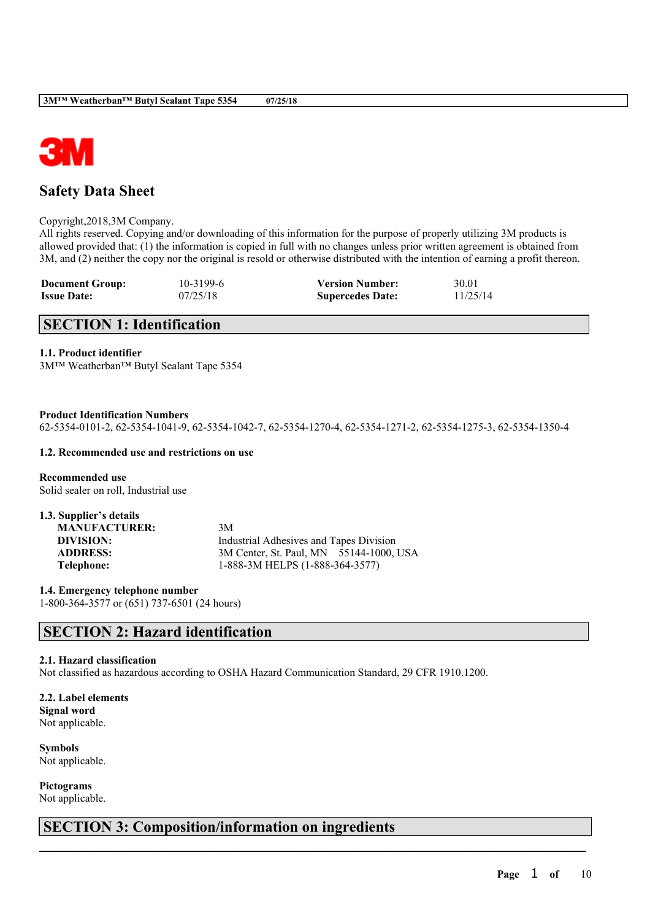# Safety Data Sheet

Copyright,2018,3M Company.
All rights reserved. Copying and/or downloading of this information for the purpose of properly utilizing 3M products is allowed provided that: (1) the information is copied in full with no changes unless prior written agreement is obtained from 3M, and (2) neither the copy nor the original is resold or otherwise distributed with the intention of earning a profit thereon.

| **Document Group:** | 10-3199-6 | **Version Number:** | 30.01 |
|---|---|---|---|
| **Issue Date:** | 07/25/18 | **Supercedes Date:** | 11/25/14 |

## SECTION 1: Identification

**1.1. Product identifier**
3M™ Weatherban™ Butyl Sealant Tape 5354

**Product Identification Numbers**
62-5354-0101-2, 62-5354-1041-9, 62-5354-1042-7, 62-5354-1270-4, 62-5354-1271-2, 62-5354-1275-3, 62-5354-1350-4

**1.2. Recommended use and restrictions on use**

**Recommended use**
Solid sealer on roll, Industrial use

**1.3. Supplier's details**

| | |
|---|---|
| **MANUFACTURER:** | 3M |
| **DIVISION:** | Industrial Adhesives and Tapes Division |
| **ADDRESS:** | 3M Center, St. Paul, MN 55144-1000, USA |
| **Telephone:** | 1-888-3M HELPS (1-888-364-3577) |

**1.4. Emergency telephone number**
1-800-364-3577 or (651) 737-6501 (24 hours)

## SECTION 2: Hazard identification

**2.1. Hazard classification**
Not classified as hazardous according to OSHA Hazard Communication Standard, 29 CFR 1910.1200.

**2.2. Label elements**
**Signal word**
Not applicable.

**Symbols**
Not applicable.

**Pictograms**
Not applicable.

## SECTION 3: Composition/information on ingredients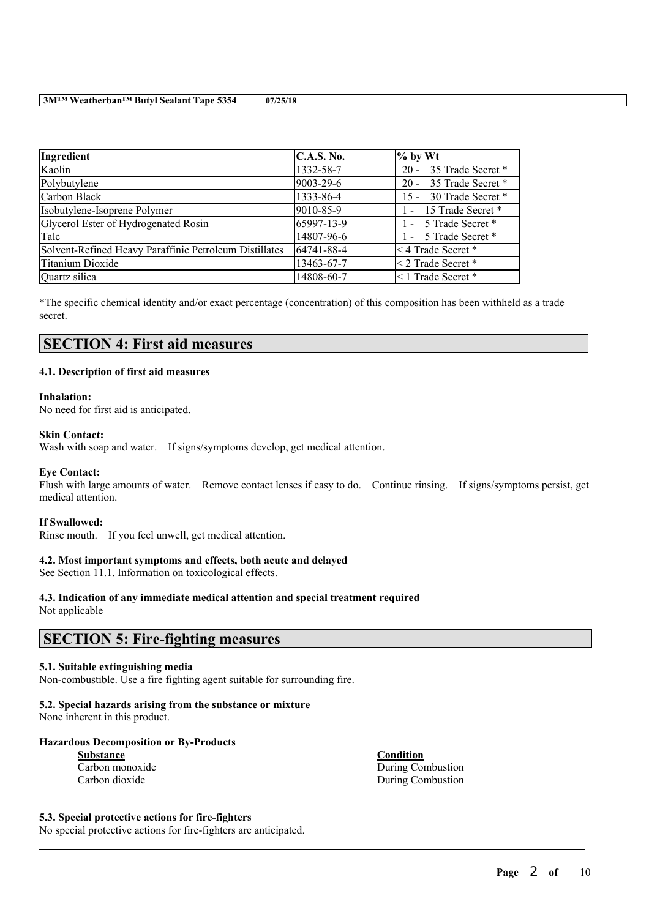| Ingredient | C.A.S. No. | % by Wt |
| --- | --- | --- |
| Kaolin | 1332-58-7 | 20 - 35 Trade Secret * |
| Polybutylene | 9003-29-6 | 20 - 35 Trade Secret * |
| Carbon Black | 1333-86-4 | 15 - 30 Trade Secret * |
| Isobutylene-Isoprene Polymer | 9010-85-9 | 1 - 15 Trade Secret * |
| Glycerol Ester of Hydrogenated Rosin | 65997-13-9 | 1 - 5 Trade Secret * |
| Talc | 14807-96-6 | 1 - 5 Trade Secret * |
| Solvent-Refined Heavy Paraffinic Petroleum Distillates | 64741-88-4 | < 4 Trade Secret * |
| Titanium Dioxide | 13463-67-7 | < 2 Trade Secret * |
| Quartz silica | 14808-60-7 | < 1 Trade Secret * |

*The specific chemical identity and/or exact percentage (concentration) of this composition has been withheld as a trade secret.

## SECTION 4: First aid measures

### 4.1. Description of first aid measures

**Inhalation:**
No need for first aid is anticipated.

**Skin Contact:**
Wash with soap and water. If signs/symptoms develop, get medical attention.

**Eye Contact:**
Flush with large amounts of water. Remove contact lenses if easy to do. Continue rinsing. If signs/symptoms persist, get medical attention.

**If Swallowed:**
Rinse mouth. If you feel unwell, get medical attention.

### 4.2. Most important symptoms and effects, both acute and delayed

See Section 11.1. Information on toxicological effects.

### 4.3. Indication of any immediate medical attention and special treatment required

Not applicable

## SECTION 5: Fire-fighting measures

### 5.1. Suitable extinguishing media

Non-combustible. Use a fire fighting agent suitable for surrounding fire.

### 5.2. Special hazards arising from the substance or mixture

None inherent in this product.

**Hazardous Decomposition or By-Products**

| Substance | Condition |
| --- | --- |
| Carbon monoxide | During Combustion |
| Carbon dioxide | During Combustion |

### 5.3. Special protective actions for fire-fighters

No special protective actions for fire-fighters are anticipated.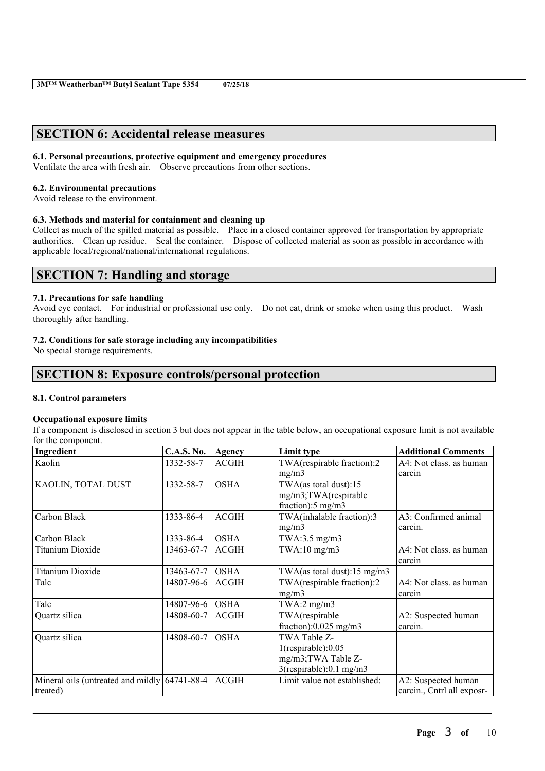## SECTION 6: Accidental release measures

### 6.1. Personal precautions, protective equipment and emergency procedures

Ventilate the area with fresh air. Observe precautions from other sections.

### 6.2. Environmental precautions

Avoid release to the environment.

### 6.3. Methods and material for containment and cleaning up

Collect as much of the spilled material as possible. Place in a closed container approved for transportation by appropriate authorities. Clean up residue. Seal the container. Dispose of collected material as soon as possible in accordance with applicable local/regional/national/international regulations.

## SECTION 7: Handling and storage

### 7.1. Precautions for safe handling

Avoid eye contact. For industrial or professional use only. Do not eat, drink or smoke when using this product. Wash thoroughly after handling.

### 7.2. Conditions for safe storage including any incompatibilities

No special storage requirements.

## SECTION 8: Exposure controls/personal protection

### 8.1. Control parameters

**Occupational exposure limits**

If a component is disclosed in section 3 but does not appear in the table below, an occupational exposure limit is not available for the component.

| Ingredient | C.A.S. No. | Agency | Limit type | Additional Comments |
|---|---|---|---|---|
| Kaolin | 1332-58-7 | ACGIH | TWA(respirable fraction):2 mg/m3 | A4: Not class. as human carcin |
| KAOLIN, TOTAL DUST | 1332-58-7 | OSHA | TWA(as total dust):15 mg/m3;TWA(respirable fraction):5 mg/m3 | |
| Carbon Black | 1333-86-4 | ACGIH | TWA(inhalable fraction):3 mg/m3 | A3: Confirmed animal carcin. |
| Carbon Black | 1333-86-4 | OSHA | TWA:3.5 mg/m3 | |
| Titanium Dioxide | 13463-67-7 | ACGIH | TWA:10 mg/m3 | A4: Not class. as human carcin |
| Titanium Dioxide | 13463-67-7 | OSHA | TWA(as total dust):15 mg/m3 | |
| Talc | 14807-96-6 | ACGIH | TWA(respirable fraction):2 mg/m3 | A4: Not class. as human carcin |
| Talc | 14807-96-6 | OSHA | TWA:2 mg/m3 | |
| Quartz silica | 14808-60-7 | ACGIH | TWA(respirable fraction):0.025 mg/m3 | A2: Suspected human carcin. |
| Quartz silica | 14808-60-7 | OSHA | TWA Table Z-1(respirable):0.05 mg/m3;TWA Table Z-3(respirable):0.1 mg/m3 | |
| Mineral oils (untreated and mildly treated) | 64741-88-4 | ACGIH | Limit value not established: | A2: Suspected human carcin., Cntrl all exposr- |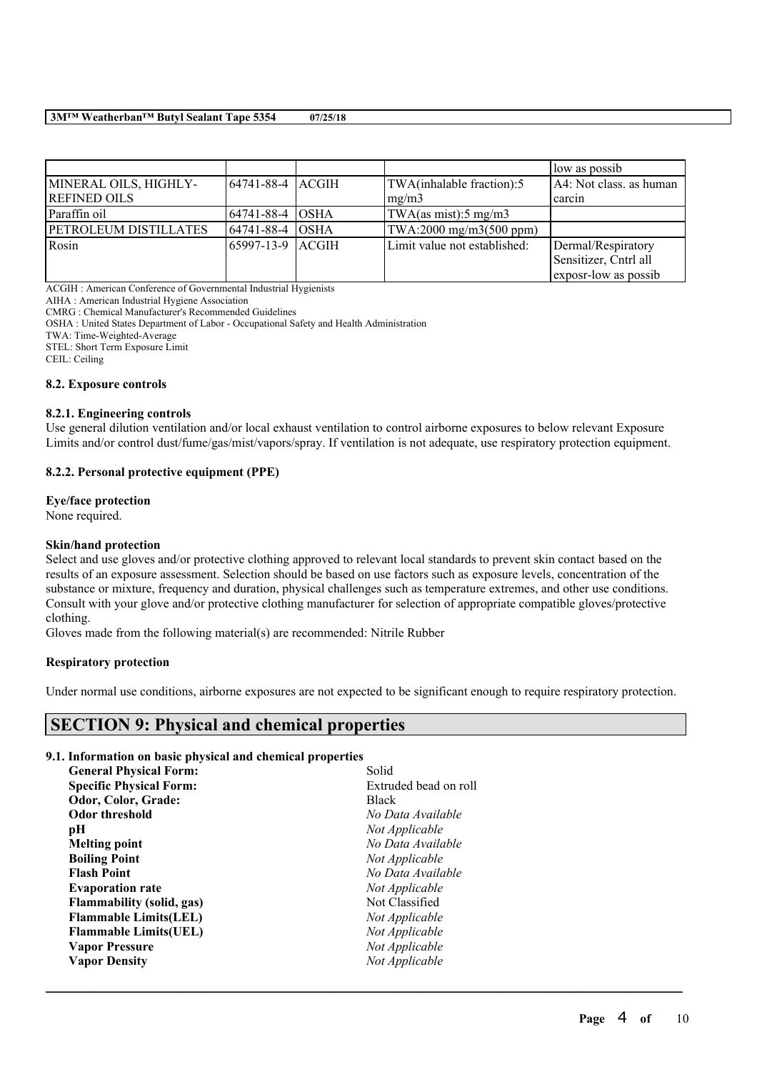| | | | | low as possib |
|---|---|---|---|---|
| MINERAL OILS, HIGHLY-REFINED OILS | 64741-88-4 | ACGIH | TWA(inhalable fraction):5 mg/m3 | A4: Not class. as human carcin |
| Paraffin oil | 64741-88-4 | OSHA | TWA(as mist):5 mg/m3 | |
| PETROLEUM DISTILLATES | 64741-88-4 | OSHA | TWA:2000 mg/m3(500 ppm) | |
| Rosin | 65997-13-9 | ACGIH | Limit value not established: | Dermal/Respiratory Sensitizer, Cntrl all exposr-low as possib |

ACGIH : American Conference of Governmental Industrial Hygienists
AIHA : American Industrial Hygiene Association
CMRG : Chemical Manufacturer's Recommended Guidelines
OSHA : United States Department of Labor - Occupational Safety and Health Administration
TWA: Time-Weighted-Average
STEL: Short Term Exposure Limit
CEIL: Ceiling

### 8.2. Exposure controls

#### 8.2.1. Engineering controls

Use general dilution ventilation and/or local exhaust ventilation to control airborne exposures to below relevant Exposure Limits and/or control dust/fume/gas/mist/vapors/spray. If ventilation is not adequate, use respiratory protection equipment.

#### 8.2.2. Personal protective equipment (PPE)

**Eye/face protection**

None required.

**Skin/hand protection**

Select and use gloves and/or protective clothing approved to relevant local standards to prevent skin contact based on the results of an exposure assessment. Selection should be based on use factors such as exposure levels, concentration of the substance or mixture, frequency and duration, physical challenges such as temperature extremes, and other use conditions. Consult with your glove and/or protective clothing manufacturer for selection of appropriate compatible gloves/protective clothing.

Gloves made from the following material(s) are recommended: Nitrile Rubber

**Respiratory protection**

Under normal use conditions, airborne exposures are not expected to be significant enough to require respiratory protection.

## SECTION 9: Physical and chemical properties

### 9.1. Information on basic physical and chemical properties

| | |
|---|---|
| **General Physical Form:** | Solid |
| **Specific Physical Form:** | Extruded bead on roll |
| **Odor, Color, Grade:** | Black |
| **Odor threshold** | *No Data Available* |
| **pH** | *Not Applicable* |
| **Melting point** | *No Data Available* |
| **Boiling Point** | *Not Applicable* |
| **Flash Point** | *No Data Available* |
| **Evaporation rate** | *Not Applicable* |
| **Flammability (solid, gas)** | Not Classified |
| **Flammable Limits(LEL)** | *Not Applicable* |
| **Flammable Limits(UEL)** | *Not Applicable* |
| **Vapor Pressure** | *Not Applicable* |
| **Vapor Density** | *Not Applicable* |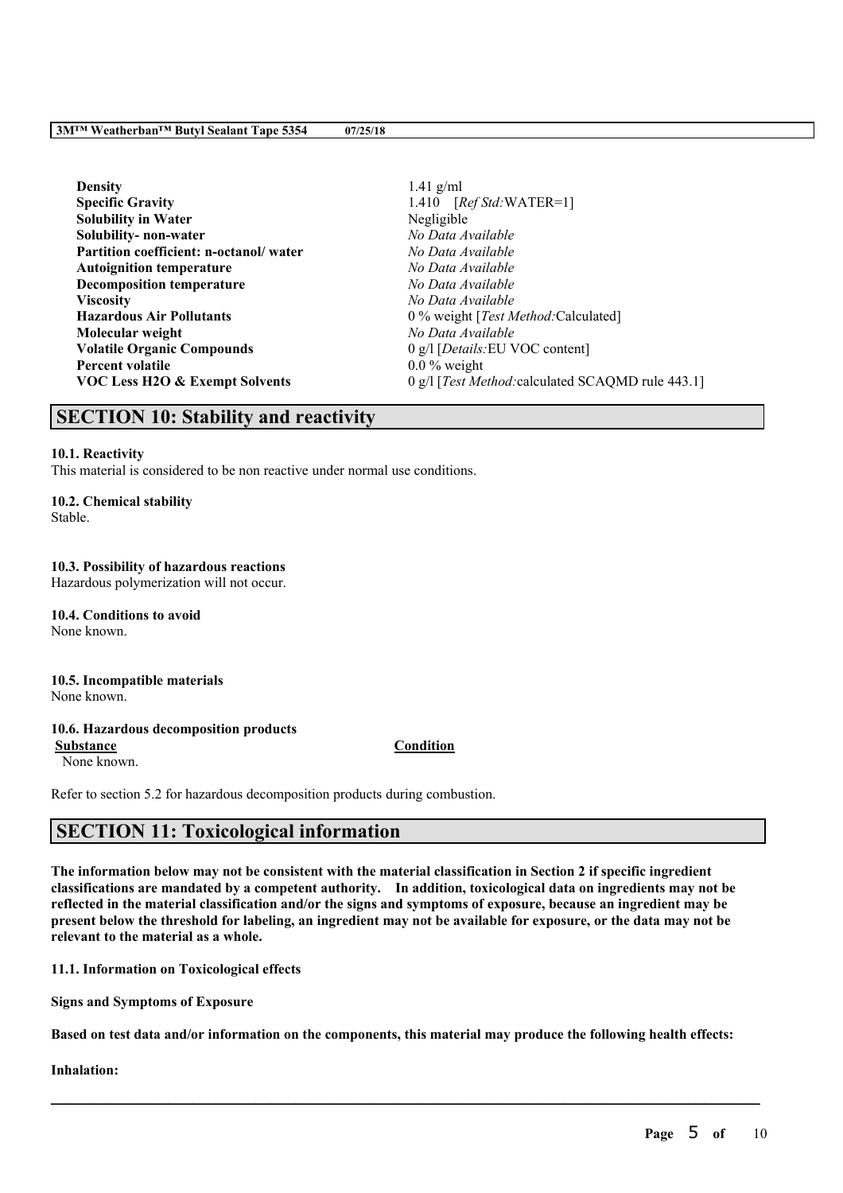| | |
|---|---|
| **Density** | 1.41 g/ml |
| **Specific Gravity** | 1.410 [*Ref Std:*WATER=1] |
| **Solubility in Water** | Negligible |
| **Solubility- non-water** | *No Data Available* |
| **Partition coefficient: n-octanol/ water** | *No Data Available* |
| **Autoignition temperature** | *No Data Available* |
| **Decomposition temperature** | *No Data Available* |
| **Viscosity** | *No Data Available* |
| **Hazardous Air Pollutants** | 0 % weight [*Test Method:*Calculated] |
| **Molecular weight** | *No Data Available* |
| **Volatile Organic Compounds** | 0 g/l [*Details:*EU VOC content] |
| **Percent volatile** | 0.0 % weight |
| **VOC Less H2O & Exempt Solvents** | 0 g/l [*Test Method:*calculated SCAQMD rule 443.1] |

## SECTION 10: Stability and reactivity

**10.1. Reactivity**

This material is considered to be non reactive under normal use conditions.

**10.2. Chemical stability**

Stable.

**10.3. Possibility of hazardous reactions**

Hazardous polymerization will not occur.

**10.4. Conditions to avoid**

None known.

**10.5. Incompatible materials**

None known.

**10.6. Hazardous decomposition products**

| Substance | Condition |
|---|---|
| None known. | |

Refer to section 5.2 for hazardous decomposition products during combustion.

## SECTION 11: Toxicological information

**The information below may not be consistent with the material classification in Section 2 if specific ingredient classifications are mandated by a competent authority. In addition, toxicological data on ingredients may not be reflected in the material classification and/or the signs and symptoms of exposure, because an ingredient may be present below the threshold for labeling, an ingredient may not be available for exposure, or the data may not be relevant to the material as a whole.**

**11.1. Information on Toxicological effects**

**Signs and Symptoms of Exposure**

**Based on test data and/or information on the components, this material may produce the following health effects:**

**Inhalation:**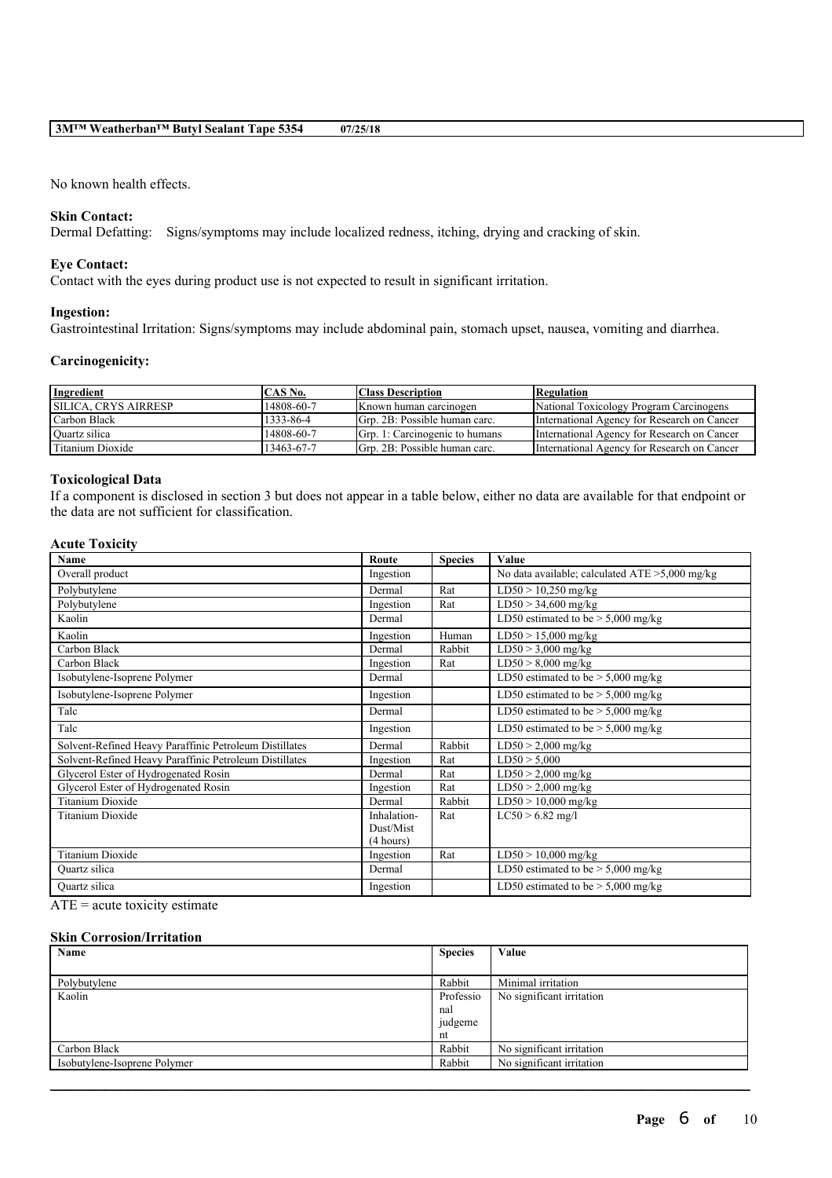No known health effects.

**Skin Contact:**
Dermal Defatting: Signs/symptoms may include localized redness, itching, drying and cracking of skin.

**Eye Contact:**
Contact with the eyes during product use is not expected to result in significant irritation.

**Ingestion:**
Gastrointestinal Irritation: Signs/symptoms may include abdominal pain, stomach upset, nausea, vomiting and diarrhea.

**Carcinogenicity:**

| Ingredient | CAS No. | Class Description | Regulation |
|---|---|---|---|
| SILICA, CRYS AIRRESP | 14808-60-7 | Known human carcinogen | National Toxicology Program Carcinogens |
| Carbon Black | 1333-86-4 | Grp. 2B: Possible human carc. | International Agency for Research on Cancer |
| Quartz silica | 14808-60-7 | Grp. 1: Carcinogenic to humans | International Agency for Research on Cancer |
| Titanium Dioxide | 13463-67-7 | Grp. 2B: Possible human carc. | International Agency for Research on Cancer |

### Toxicological Data

If a component is disclosed in section 3 but does not appear in a table below, either no data are available for that endpoint or the data are not sufficient for classification.

#### Acute Toxicity

| Name | Route | Species | Value |
|---|---|---|---|
| Overall product | Ingestion | | No data available; calculated ATE >5,000 mg/kg |
| Polybutylene | Dermal | Rat | LD50 > 10,250 mg/kg |
| Polybutylene | Ingestion | Rat | LD50 > 34,600 mg/kg |
| Kaolin | Dermal | | LD50 estimated to be > 5,000 mg/kg |
| Kaolin | Ingestion | Human | LD50 > 15,000 mg/kg |
| Carbon Black | Dermal | Rabbit | LD50 > 3,000 mg/kg |
| Carbon Black | Ingestion | Rat | LD50 > 8,000 mg/kg |
| Isobutylene-Isoprene Polymer | Dermal | | LD50 estimated to be > 5,000 mg/kg |
| Isobutylene-Isoprene Polymer | Ingestion | | LD50 estimated to be > 5,000 mg/kg |
| Talc | Dermal | | LD50 estimated to be > 5,000 mg/kg |
| Talc | Ingestion | | LD50 estimated to be > 5,000 mg/kg |
| Solvent-Refined Heavy Paraffinic Petroleum Distillates | Dermal | Rabbit | LD50 > 2,000 mg/kg |
| Solvent-Refined Heavy Paraffinic Petroleum Distillates | Ingestion | Rat | LD50 > 5,000 |
| Glycerol Ester of Hydrogenated Rosin | Dermal | Rat | LD50 > 2,000 mg/kg |
| Glycerol Ester of Hydrogenated Rosin | Ingestion | Rat | LD50 > 2,000 mg/kg |
| Titanium Dioxide | Dermal | Rabbit | LD50 > 10,000 mg/kg |
| Titanium Dioxide | Inhalation-Dust/Mist (4 hours) | Rat | LC50 > 6.82 mg/l |
| Titanium Dioxide | Ingestion | Rat | LD50 > 10,000 mg/kg |
| Quartz silica | Dermal | | LD50 estimated to be > 5,000 mg/kg |
| Quartz silica | Ingestion | | LD50 estimated to be > 5,000 mg/kg |

ATE = acute toxicity estimate

#### Skin Corrosion/Irritation

| Name | Species | Value |
|---|---|---|
| Polybutylene | Rabbit | Minimal irritation |
| Kaolin | Professional judgement | No significant irritation |
| Carbon Black | Rabbit | No significant irritation |
| Isobutylene-Isoprene Polymer | Rabbit | No significant irritation |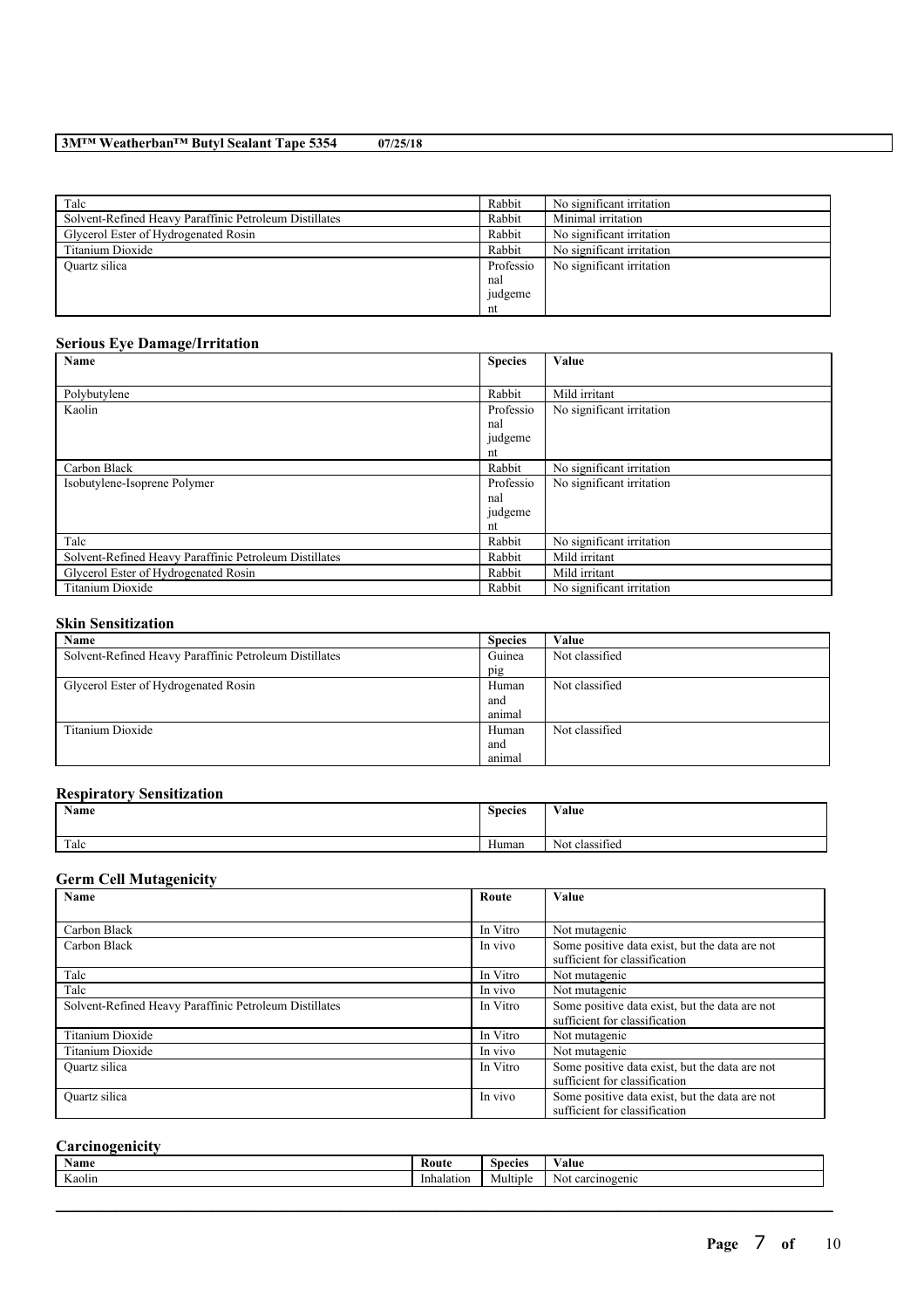| | | |
|---|---|---|
| Talc | Rabbit | No significant irritation |
| Solvent-Refined Heavy Paraffinic Petroleum Distillates | Rabbit | Minimal irritation |
| Glycerol Ester of Hydrogenated Rosin | Rabbit | No significant irritation |
| Titanium Dioxide | Rabbit | No significant irritation |
| Quartz silica | Professional judgement | No significant irritation |

## Serious Eye Damage/Irritation

| Name | Species | Value |
|---|---|---|
| Polybutylene | Rabbit | Mild irritant |
| Kaolin | Professional judgement | No significant irritation |
| Carbon Black | Rabbit | No significant irritation |
| Isobutylene-Isoprene Polymer | Professional judgement | No significant irritation |
| Talc | Rabbit | No significant irritation |
| Solvent-Refined Heavy Paraffinic Petroleum Distillates | Rabbit | Mild irritant |
| Glycerol Ester of Hydrogenated Rosin | Rabbit | Mild irritant |
| Titanium Dioxide | Rabbit | No significant irritation |

## Skin Sensitization

| Name | Species | Value |
|---|---|---|
| Solvent-Refined Heavy Paraffinic Petroleum Distillates | Guinea pig | Not classified |
| Glycerol Ester of Hydrogenated Rosin | Human and animal | Not classified |
| Titanium Dioxide | Human and animal | Not classified |

## Respiratory Sensitization

| Name | Species | Value |
|---|---|---|
| Talc | Human | Not classified |

## Germ Cell Mutagenicity

| Name | Route | Value |
|---|---|---|
| Carbon Black | In Vitro | Not mutagenic |
| Carbon Black | In vivo | Some positive data exist, but the data are not sufficient for classification |
| Talc | In Vitro | Not mutagenic |
| Talc | In vivo | Not mutagenic |
| Solvent-Refined Heavy Paraffinic Petroleum Distillates | In Vitro | Some positive data exist, but the data are not sufficient for classification |
| Titanium Dioxide | In Vitro | Not mutagenic |
| Titanium Dioxide | In vivo | Not mutagenic |
| Quartz silica | In Vitro | Some positive data exist, but the data are not sufficient for classification |
| Quartz silica | In vivo | Some positive data exist, but the data are not sufficient for classification |

## Carcinogenicity

| Name | Route | Species | Value |
|---|---|---|---|
| Kaolin | Inhalation | Multiple | Not carcinogenic |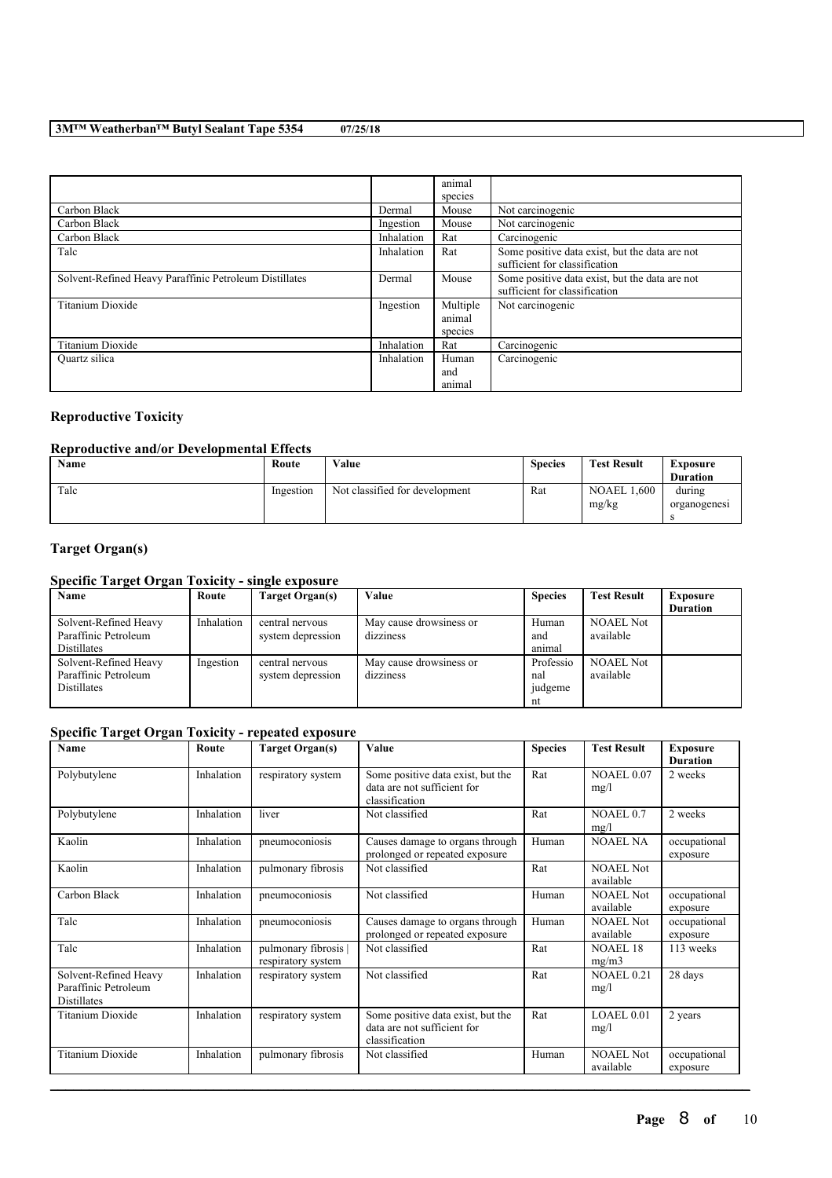| | | animal species | |
|---|---|---|---|
| Carbon Black | Dermal | Mouse | Not carcinogenic |
| Carbon Black | Ingestion | Mouse | Not carcinogenic |
| Carbon Black | Inhalation | Rat | Carcinogenic |
| Talc | Inhalation | Rat | Some positive data exist, but the data are not sufficient for classification |
| Solvent-Refined Heavy Paraffinic Petroleum Distillates | Dermal | Mouse | Some positive data exist, but the data are not sufficient for classification |
| Titanium Dioxide | Ingestion | Multiple animal species | Not carcinogenic |
| Titanium Dioxide | Inhalation | Rat | Carcinogenic |
| Quartz silica | Inhalation | Human and animal | Carcinogenic |

### Reproductive Toxicity

#### Reproductive and/or Developmental Effects

| Name | Route | Value | Species | Test Result | Exposure Duration |
|---|---|---|---|---|---|
| Talc | Ingestion | Not classified for development | Rat | NOAEL 1,600 mg/kg | during organogenesis |

### Target Organ(s)

#### Specific Target Organ Toxicity - single exposure

| Name | Route | Target Organ(s) | Value | Species | Test Result | Exposure Duration |
|---|---|---|---|---|---|---|
| Solvent-Refined Heavy Paraffinic Petroleum Distillates | Inhalation | central nervous system depression | May cause drowsiness or dizziness | Human and animal | NOAEL Not available | |
| Solvent-Refined Heavy Paraffinic Petroleum Distillates | Ingestion | central nervous system depression | May cause drowsiness or dizziness | Professional judgement | NOAEL Not available | |

#### Specific Target Organ Toxicity - repeated exposure

| Name | Route | Target Organ(s) | Value | Species | Test Result | Exposure Duration |
|---|---|---|---|---|---|---|
| Polybutylene | Inhalation | respiratory system | Some positive data exist, but the data are not sufficient for classification | Rat | NOAEL 0.07 mg/l | 2 weeks |
| Polybutylene | Inhalation | liver | Not classified | Rat | NOAEL 0.7 mg/l | 2 weeks |
| Kaolin | Inhalation | pneumoconiosis | Causes damage to organs through prolonged or repeated exposure | Human | NOAEL NA | occupational exposure |
| Kaolin | Inhalation | pulmonary fibrosis | Not classified | Rat | NOAEL Not available | |
| Carbon Black | Inhalation | pneumoconiosis | Not classified | Human | NOAEL Not available | occupational exposure |
| Talc | Inhalation | pneumoconiosis | Causes damage to organs through prolonged or repeated exposure | Human | NOAEL Not available | occupational exposure |
| Talc | Inhalation | pulmonary fibrosis \| respiratory system | Not classified | Rat | NOAEL 18 mg/m3 | 113 weeks |
| Solvent-Refined Heavy Paraffinic Petroleum Distillates | Inhalation | respiratory system | Not classified | Rat | NOAEL 0.21 mg/l | 28 days |
| Titanium Dioxide | Inhalation | respiratory system | Some positive data exist, but the data are not sufficient for classification | Rat | LOAEL 0.01 mg/l | 2 years |
| Titanium Dioxide | Inhalation | pulmonary fibrosis | Not classified | Human | NOAEL Not available | occupational exposure |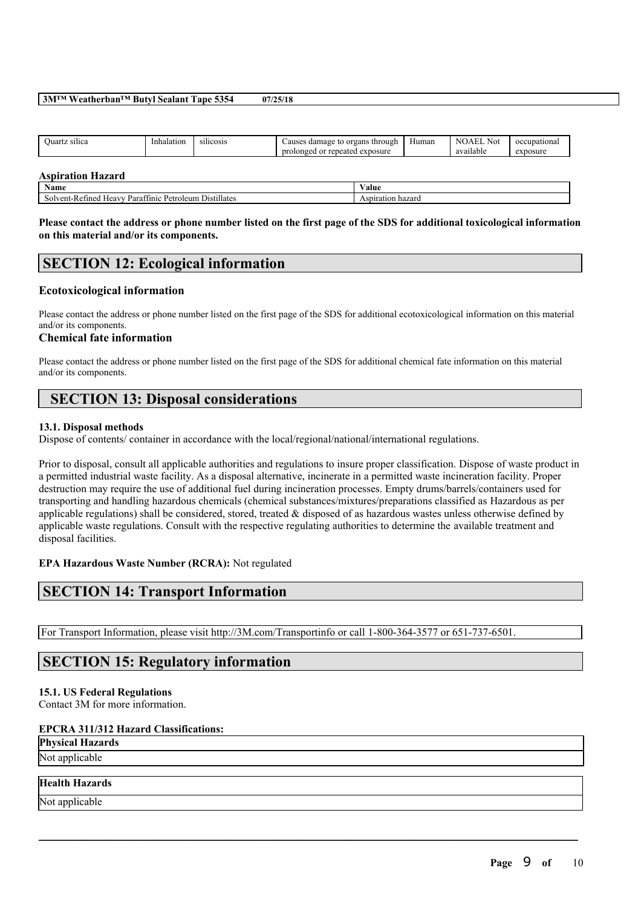| Quartz silica | Inhalation | silicosis | Causes damage to organs through prolonged or repeated exposure | Human | NOAEL Not available | occupational exposure |
|---|---|---|---|---|---|---|

**Aspiration Hazard**

| Name | Value |
|---|---|
| Solvent-Refined Heavy Paraffinic Petroleum Distillates | Aspiration hazard |

**Please contact the address or phone number listed on the first page of the SDS for additional toxicological information on this material and/or its components.**

## SECTION 12: Ecological information

### Ecotoxicological information

Please contact the address or phone number listed on the first page of the SDS for additional ecotoxicological information on this material and/or its components.

### Chemical fate information

Please contact the address or phone number listed on the first page of the SDS for additional chemical fate information on this material and/or its components.

## SECTION 13: Disposal considerations

**13.1. Disposal methods**

Dispose of contents/ container in accordance with the local/regional/national/international regulations.

Prior to disposal, consult all applicable authorities and regulations to insure proper classification. Dispose of waste product in a permitted industrial waste facility. As a disposal alternative, incinerate in a permitted waste incineration facility. Proper destruction may require the use of additional fuel during incineration processes. Empty drums/barrels/containers used for transporting and handling hazardous chemicals (chemical substances/mixtures/preparations classified as Hazardous as per applicable regulations) shall be considered, stored, treated & disposed of as hazardous wastes unless otherwise defined by applicable waste regulations. Consult with the respective regulating authorities to determine the available treatment and disposal facilities.

**EPA Hazardous Waste Number (RCRA):** Not regulated

## SECTION 14: Transport Information

For Transport Information, please visit http://3M.com/Transportinfo or call 1-800-364-3577 or 651-737-6501.

## SECTION 15: Regulatory information

**15.1. US Federal Regulations**

Contact 3M for more information.

**EPCRA 311/312 Hazard Classifications:**

| Physical Hazards |
|---|
| Not applicable |

| Health Hazards |
|---|
| Not applicable |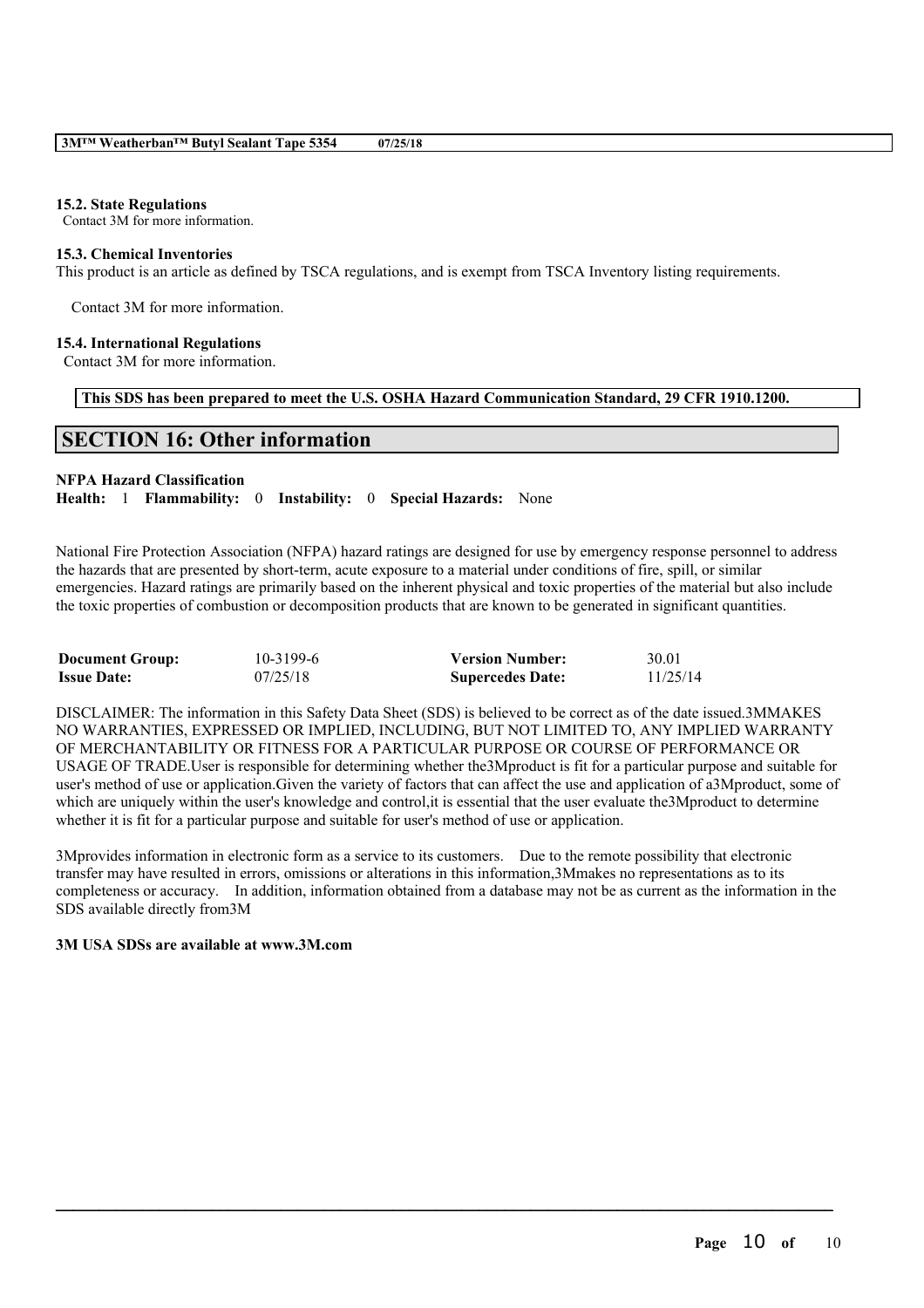#### 15.2. State Regulations

Contact 3M for more information.

#### 15.3. Chemical Inventories

This product is an article as defined by TSCA regulations, and is exempt from TSCA Inventory listing requirements.

Contact 3M for more information.

#### 15.4. International Regulations

Contact 3M for more information.

**This SDS has been prepared to meet the U.S. OSHA Hazard Communication Standard, 29 CFR 1910.1200.**

## SECTION 16: Other information

**NFPA Hazard Classification**

**Health:** 1 **Flammability:** 0 **Instability:** 0 **Special Hazards:** None

National Fire Protection Association (NFPA) hazard ratings are designed for use by emergency response personnel to address the hazards that are presented by short-term, acute exposure to a material under conditions of fire, spill, or similar emergencies. Hazard ratings are primarily based on the inherent physical and toxic properties of the material but also include the toxic properties of combustion or decomposition products that are known to be generated in significant quantities.

| | | | |
|---|---|---|---|
| **Document Group:** | 10-3199-6 | **Version Number:** | 30.01 |
| **Issue Date:** | 07/25/18 | **Supercedes Date:** | 11/25/14 |

DISCLAIMER: The information in this Safety Data Sheet (SDS) is believed to be correct as of the date issued.3MMAKES NO WARRANTIES, EXPRESSED OR IMPLIED, INCLUDING, BUT NOT LIMITED TO, ANY IMPLIED WARRANTY OF MERCHANTABILITY OR FITNESS FOR A PARTICULAR PURPOSE OR COURSE OF PERFORMANCE OR USAGE OF TRADE.User is responsible for determining whether the3Mproduct is fit for a particular purpose and suitable for user's method of use or application.Given the variety of factors that can affect the use and application of a3Mproduct, some of which are uniquely within the user's knowledge and control,it is essential that the user evaluate the3Mproduct to determine whether it is fit for a particular purpose and suitable for user's method of use or application.

3Mprovides information in electronic form as a service to its customers. Due to the remote possibility that electronic transfer may have resulted in errors, omissions or alterations in this information,3Mmakes no representations as to its completeness or accuracy. In addition, information obtained from a database may not be as current as the information in the SDS available directly from3M

**3M USA SDSs are available at www.3M.com**